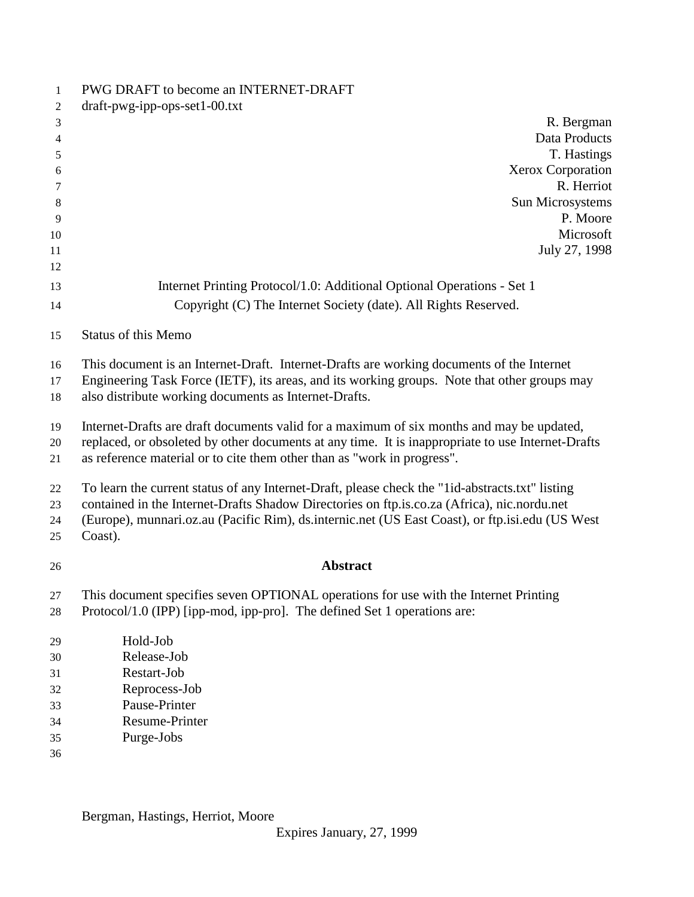PWG DRAFT to become an INTERNET-DRAFT
draft-pwg-ipp-ops-set1-00.txt

R. Bergman
Data Products
T. Hastings
Xerox Corporation
R. Herriot
Sun Microsystems
P. Moore
Microsoft
July 27, 1998

Internet Printing Protocol/1.0: Additional Optional Operations - Set 1

Copyright (C) The Internet Society (date). All Rights Reserved.

Status of this Memo

This document is an Internet-Draft. Internet-Drafts are working documents of the Internet Engineering Task Force (IETF), its areas, and its working groups. Note that other groups may also distribute working documents as Internet-Drafts.

Internet-Drafts are draft documents valid for a maximum of six months and may be updated, replaced, or obsoleted by other documents at any time. It is inappropriate to use Internet-Drafts as reference material or to cite them other than as "work in progress".

To learn the current status of any Internet-Draft, please check the "1id-abstracts.txt" listing contained in the Internet-Drafts Shadow Directories on ftp.is.co.za (Africa), nic.nordu.net (Europe), munnari.oz.au (Pacific Rim), ds.internic.net (US East Coast), or ftp.isi.edu (US West Coast).

## Abstract

This document specifies seven OPTIONAL operations for use with the Internet Printing Protocol/1.0 (IPP) [ipp-mod, ipp-pro]. The defined Set 1 operations are:

- Hold-Job
- Release-Job
- Restart-Job
- Reprocess-Job
- Pause-Printer
- Resume-Printer
- Purge-Jobs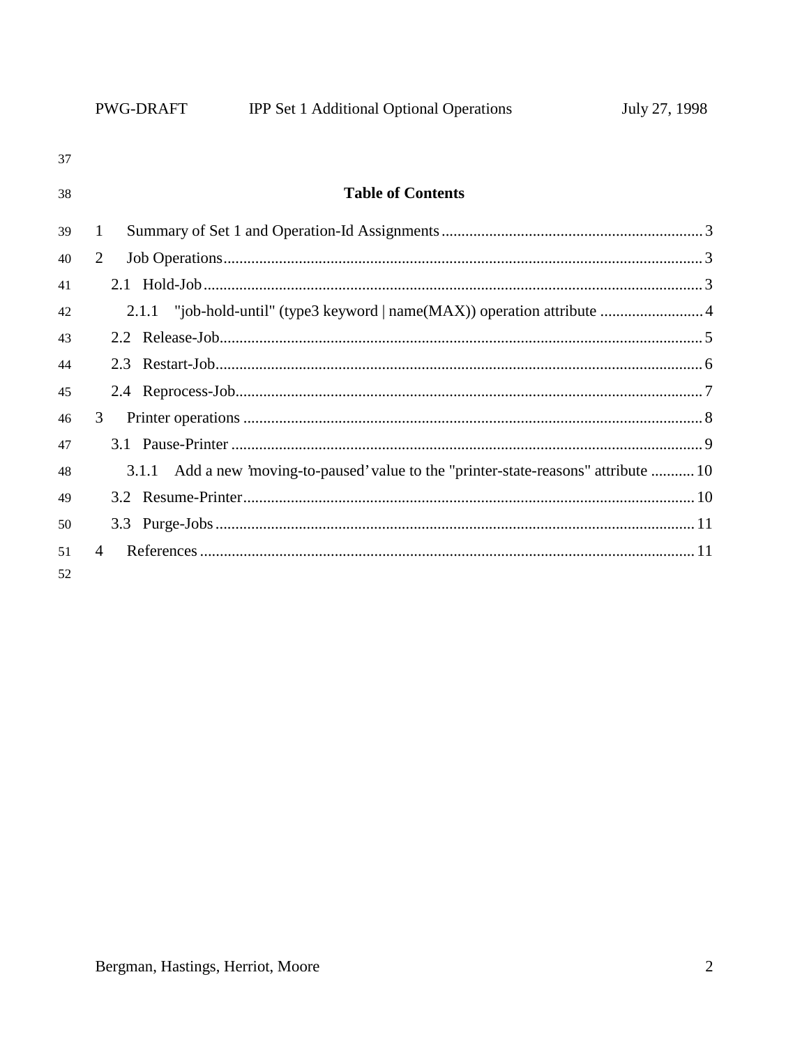## Table of Contents

1 Summary of Set 1 and Operation-Id Assignments .......... 3
2 Job Operations .......... 3
 2.1 Hold-Job .......... 3
  2.1.1 "job-hold-until" (type3 keyword | name(MAX)) operation attribute .......... 4
 2.2 Release-Job .......... 5
 2.3 Restart-Job .......... 6
 2.4 Reprocess-Job .......... 7
3 Printer operations .......... 8
 3.1 Pause-Printer .......... 9
  3.1.1 Add a new 'moving-to-paused' value to the "printer-state-reasons" attribute .......... 10
 3.2 Resume-Printer .......... 10
 3.3 Purge-Jobs .......... 11
4 References .......... 11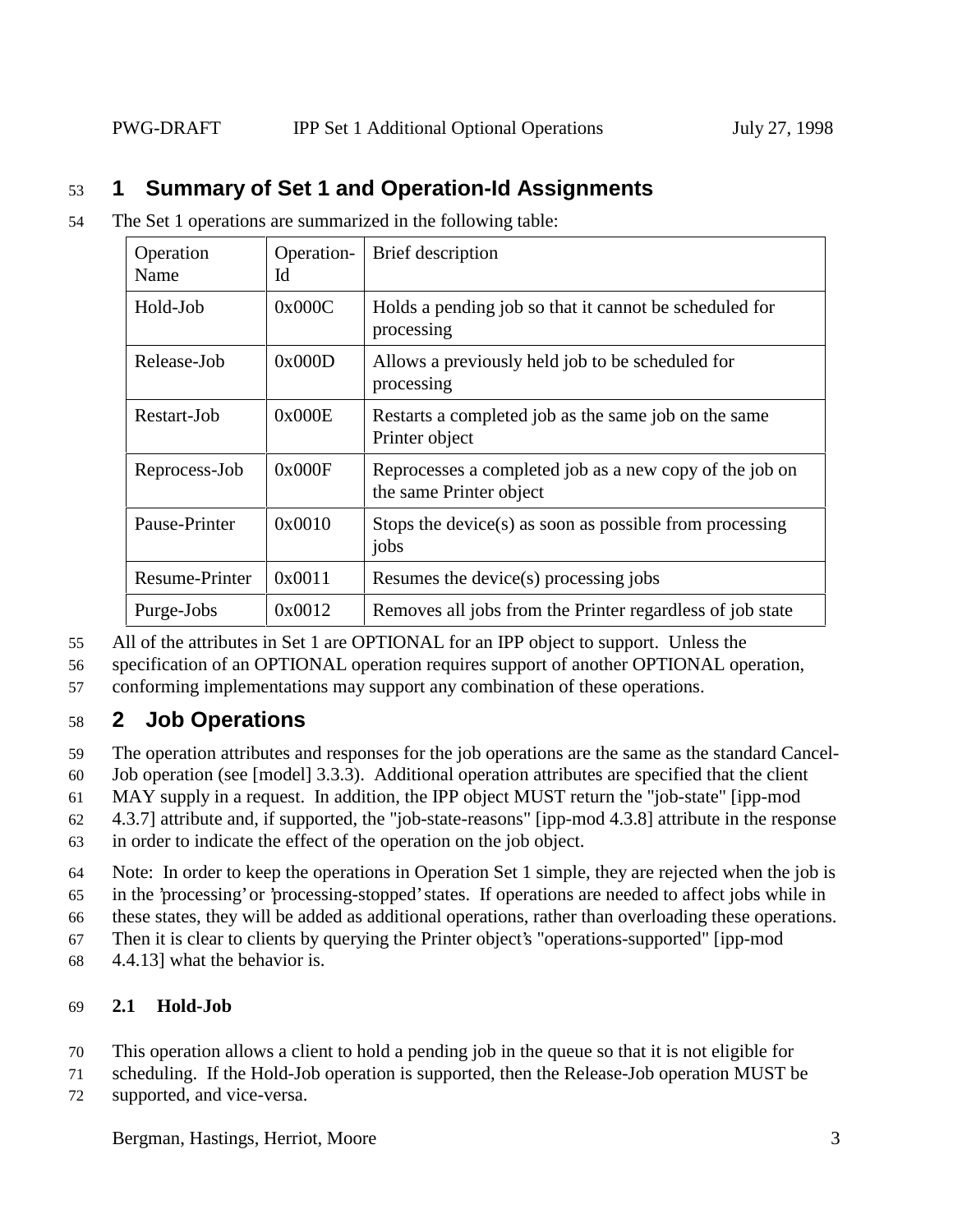# 1 Summary of Set 1 and Operation-Id Assignments

The Set 1 operations are summarized in the following table:

| Operation Name | Operation-Id | Brief description |
|---|---|---|
| Hold-Job | 0x000C | Holds a pending job so that it cannot be scheduled for processing |
| Release-Job | 0x000D | Allows a previously held job to be scheduled for processing |
| Restart-Job | 0x000E | Restarts a completed job as the same job on the same Printer object |
| Reprocess-Job | 0x000F | Reprocesses a completed job as a new copy of the job on the same Printer object |
| Pause-Printer | 0x0010 | Stops the device(s) as soon as possible from processing jobs |
| Resume-Printer | 0x0011 | Resumes the device(s) processing jobs |
| Purge-Jobs | 0x0012 | Removes all jobs from the Printer regardless of job state |

All of the attributes in Set 1 are OPTIONAL for an IPP object to support. Unless the specification of an OPTIONAL operation requires support of another OPTIONAL operation, conforming implementations may support any combination of these operations.

# 2 Job Operations

The operation attributes and responses for the job operations are the same as the standard Cancel-Job operation (see [model] 3.3.3). Additional operation attributes are specified that the client MAY supply in a request. In addition, the IPP object MUST return the "job-state" [ipp-mod 4.3.7] attribute and, if supported, the "job-state-reasons" [ipp-mod 4.3.8] attribute in the response in order to indicate the effect of the operation on the job object.

Note: In order to keep the operations in Operation Set 1 simple, they are rejected when the job is in the 'processing' or 'processing-stopped' states. If operations are needed to affect jobs while in these states, they will be added as additional operations, rather than overloading these operations. Then it is clear to clients by querying the Printer object's "operations-supported" [ipp-mod 4.4.13] what the behavior is.

## 2.1 Hold-Job

This operation allows a client to hold a pending job in the queue so that it is not eligible for scheduling. If the Hold-Job operation is supported, then the Release-Job operation MUST be supported, and vice-versa.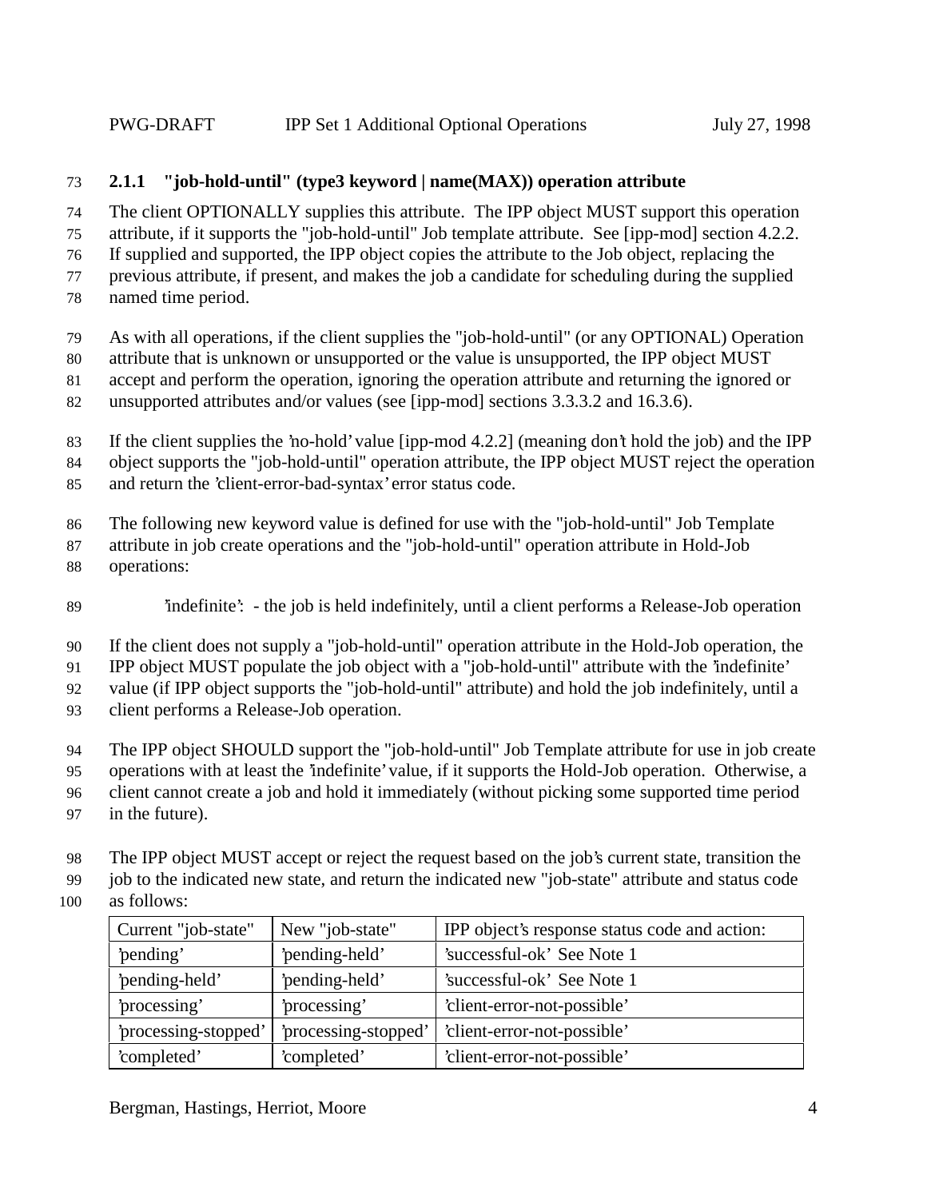### 2.1.1 "job-hold-until" (type3 keyword | name(MAX)) operation attribute

The client OPTIONALLY supplies this attribute. The IPP object MUST support this operation attribute, if it supports the "job-hold-until" Job template attribute. See [ipp-mod] section 4.2.2. If supplied and supported, the IPP object copies the attribute to the Job object, replacing the previous attribute, if present, and makes the job a candidate for scheduling during the supplied named time period.

As with all operations, if the client supplies the "job-hold-until" (or any OPTIONAL) Operation attribute that is unknown or unsupported or the value is unsupported, the IPP object MUST accept and perform the operation, ignoring the operation attribute and returning the ignored or unsupported attributes and/or values (see [ipp-mod] sections 3.3.3.2 and 16.3.6).

If the client supplies the 'no-hold' value [ipp-mod 4.2.2] (meaning don't hold the job) and the IPP object supports the "job-hold-until" operation attribute, the IPP object MUST reject the operation and return the 'client-error-bad-syntax' error status code.

The following new keyword value is defined for use with the "job-hold-until" Job Template attribute in job create operations and the "job-hold-until" operation attribute in Hold-Job operations:

'indefinite': - the job is held indefinitely, until a client performs a Release-Job operation

If the client does not supply a "job-hold-until" operation attribute in the Hold-Job operation, the IPP object MUST populate the job object with a "job-hold-until" attribute with the 'indefinite' value (if IPP object supports the "job-hold-until" attribute) and hold the job indefinitely, until a client performs a Release-Job operation.

The IPP object SHOULD support the "job-hold-until" Job Template attribute for use in job create operations with at least the 'indefinite' value, if it supports the Hold-Job operation. Otherwise, a client cannot create a job and hold it immediately (without picking some supported time period in the future).

The IPP object MUST accept or reject the request based on the job's current state, transition the job to the indicated new state, and return the indicated new "job-state" attribute and status code as follows:

| Current "job-state" | New "job-state" | IPP object's response status code and action: |
|---|---|---|
| 'pending' | 'pending-held' | 'successful-ok' See Note 1 |
| 'pending-held' | 'pending-held' | 'successful-ok' See Note 1 |
| 'processing' | 'processing' | 'client-error-not-possible' |
| 'processing-stopped' | 'processing-stopped' | 'client-error-not-possible' |
| 'completed' | 'completed' | 'client-error-not-possible' |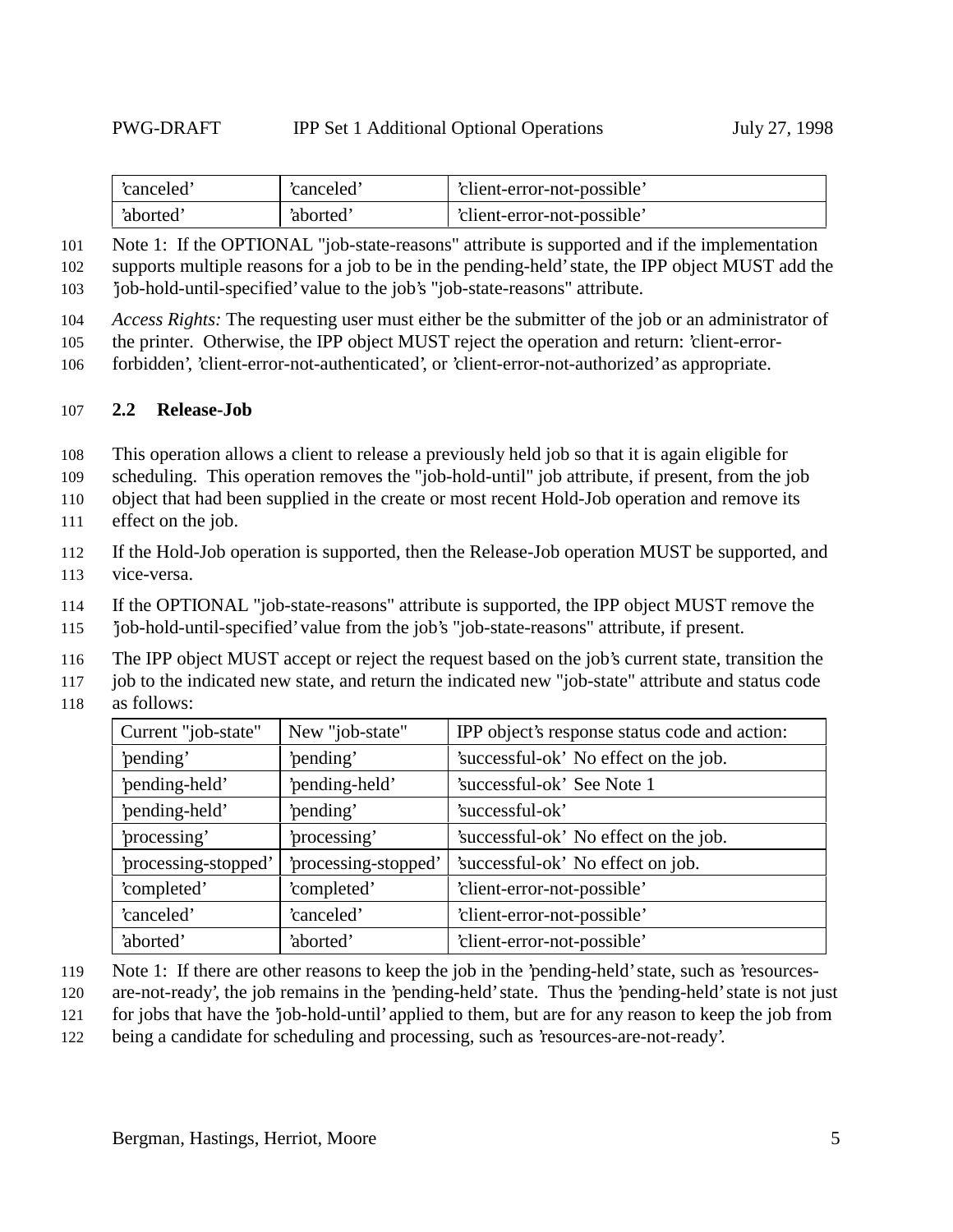| | | |
|---|---|---|
| 'canceled' | 'canceled' | 'client-error-not-possible' |
| 'aborted' | 'aborted' | 'client-error-not-possible' |

Note 1: If the OPTIONAL "job-state-reasons" attribute is supported and if the implementation supports multiple reasons for a job to be in the pending-held' state, the IPP object MUST add the 'job-hold-until-specified' value to the job's "job-state-reasons" attribute.

*Access Rights:* The requesting user must either be the submitter of the job or an administrator of the printer. Otherwise, the IPP object MUST reject the operation and return: 'client-error-forbidden', 'client-error-not-authenticated', or 'client-error-not-authorized' as appropriate.

### 2.2 Release-Job

This operation allows a client to release a previously held job so that it is again eligible for scheduling. This operation removes the "job-hold-until" job attribute, if present, from the job object that had been supplied in the create or most recent Hold-Job operation and remove its effect on the job.

If the Hold-Job operation is supported, then the Release-Job operation MUST be supported, and vice-versa.

If the OPTIONAL "job-state-reasons" attribute is supported, the IPP object MUST remove the 'job-hold-until-specified' value from the job's "job-state-reasons" attribute, if present.

The IPP object MUST accept or reject the request based on the job's current state, transition the job to the indicated new state, and return the indicated new "job-state" attribute and status code as follows:

| Current "job-state" | New "job-state" | IPP object's response status code and action: |
|---|---|---|
| 'pending' | 'pending' | 'successful-ok' No effect on the job. |
| 'pending-held' | 'pending-held' | 'successful-ok' See Note 1 |
| 'pending-held' | 'pending' | 'successful-ok' |
| 'processing' | 'processing' | 'successful-ok' No effect on the job. |
| 'processing-stopped' | 'processing-stopped' | 'successful-ok' No effect on job. |
| 'completed' | 'completed' | 'client-error-not-possible' |
| 'canceled' | 'canceled' | 'client-error-not-possible' |
| 'aborted' | 'aborted' | 'client-error-not-possible' |

Note 1: If there are other reasons to keep the job in the 'pending-held' state, such as 'resources-are-not-ready', the job remains in the 'pending-held' state. Thus the 'pending-held' state is not just for jobs that have the 'job-hold-until' applied to them, but are for any reason to keep the job from being a candidate for scheduling and processing, such as 'resources-are-not-ready'.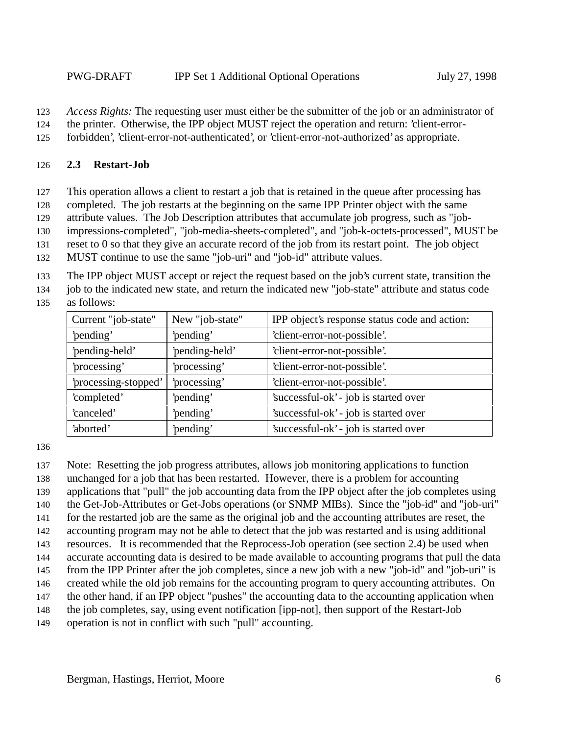*Access Rights:* The requesting user must either be the submitter of the job or an administrator of the printer. Otherwise, the IPP object MUST reject the operation and return: 'client-error-forbidden', 'client-error-not-authenticated', or 'client-error-not-authorized' as appropriate.

## 2.3 Restart-Job

This operation allows a client to restart a job that is retained in the queue after processing has completed. The job restarts at the beginning on the same IPP Printer object with the same attribute values. The Job Description attributes that accumulate job progress, such as "job-impressions-completed", "job-media-sheets-completed", and "job-k-octets-processed", MUST be reset to 0 so that they give an accurate record of the job from its restart point. The job object MUST continue to use the same "job-uri" and "job-id" attribute values.

The IPP object MUST accept or reject the request based on the job's current state, transition the job to the indicated new state, and return the indicated new "job-state" attribute and status code as follows:

| Current "job-state" | New "job-state" | IPP object's response status code and action: |
| --- | --- | --- |
| 'pending' | 'pending' | 'client-error-not-possible'. |
| 'pending-held' | 'pending-held' | 'client-error-not-possible'. |
| 'processing' | 'processing' | 'client-error-not-possible'. |
| 'processing-stopped' | 'processing' | 'client-error-not-possible'. |
| 'completed' | 'pending' | 'successful-ok' - job is started over |
| 'canceled' | 'pending' | 'successful-ok' - job is started over |
| 'aborted' | 'pending' | 'successful-ok' - job is started over |

Note: Resetting the job progress attributes, allows job monitoring applications to function unchanged for a job that has been restarted. However, there is a problem for accounting applications that "pull" the job accounting data from the IPP object after the job completes using the Get-Job-Attributes or Get-Jobs operations (or SNMP MIBs). Since the "job-id" and "job-uri" for the restarted job are the same as the original job and the accounting attributes are reset, the accounting program may not be able to detect that the job was restarted and is using additional resources. It is recommended that the Reprocess-Job operation (see section 2.4) be used when accurate accounting data is desired to be made available to accounting programs that pull the data from the IPP Printer after the job completes, since a new job with a new "job-id" and "job-uri" is created while the old job remains for the accounting program to query accounting attributes. On the other hand, if an IPP object "pushes" the accounting data to the accounting application when the job completes, say, using event notification [ipp-not], then support of the Restart-Job operation is not in conflict with such "pull" accounting.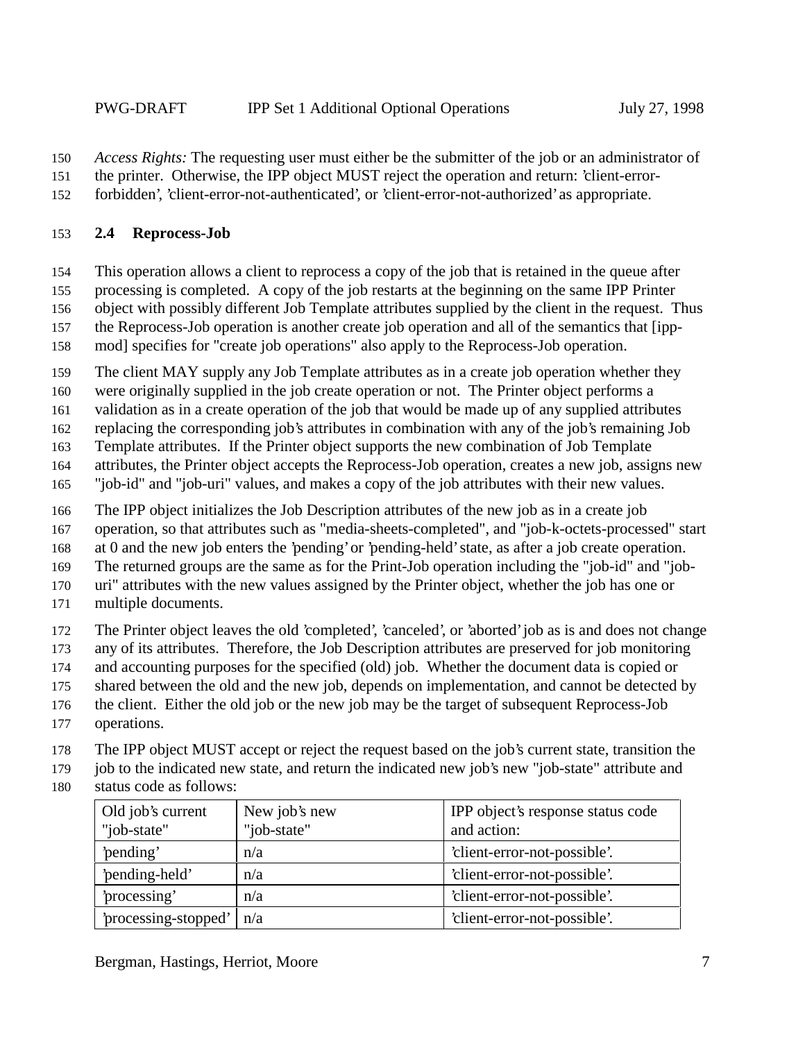*Access Rights:* The requesting user must either be the submitter of the job or an administrator of the printer. Otherwise, the IPP object MUST reject the operation and return: 'client-error-forbidden', 'client-error-not-authenticated', or 'client-error-not-authorized' as appropriate.

### 2.4 Reprocess-Job

This operation allows a client to reprocess a copy of the job that is retained in the queue after processing is completed. A copy of the job restarts at the beginning on the same IPP Printer object with possibly different Job Template attributes supplied by the client in the request. Thus the Reprocess-Job operation is another create job operation and all of the semantics that [ipp-mod] specifies for "create job operations" also apply to the Reprocess-Job operation.

The client MAY supply any Job Template attributes as in a create job operation whether they were originally supplied in the job create operation or not. The Printer object performs a validation as in a create operation of the job that would be made up of any supplied attributes replacing the corresponding job's attributes in combination with any of the job's remaining Job Template attributes. If the Printer object supports the new combination of Job Template attributes, the Printer object accepts the Reprocess-Job operation, creates a new job, assigns new "job-id" and "job-uri" values, and makes a copy of the job attributes with their new values.

The IPP object initializes the Job Description attributes of the new job as in a create job operation, so that attributes such as "media-sheets-completed", and "job-k-octets-processed" start at 0 and the new job enters the 'pending' or 'pending-held' state, as after a job create operation. The returned groups are the same as for the Print-Job operation including the "job-id" and "job-uri" attributes with the new values assigned by the Printer object, whether the job has one or multiple documents.

The Printer object leaves the old 'completed', 'canceled', or 'aborted' job as is and does not change any of its attributes. Therefore, the Job Description attributes are preserved for job monitoring and accounting purposes for the specified (old) job. Whether the document data is copied or shared between the old and the new job, depends on implementation, and cannot be detected by the client. Either the old job or the new job may be the target of subsequent Reprocess-Job operations.

The IPP object MUST accept or reject the request based on the job's current state, transition the job to the indicated new state, and return the indicated new job's new "job-state" attribute and status code as follows:

| Old job's current "job-state" | New job's new "job-state" | IPP object's response status code and action: |
|---|---|---|
| 'pending' | n/a | 'client-error-not-possible'. |
| 'pending-held' | n/a | 'client-error-not-possible'. |
| 'processing' | n/a | 'client-error-not-possible'. |
| 'processing-stopped' | n/a | 'client-error-not-possible'. |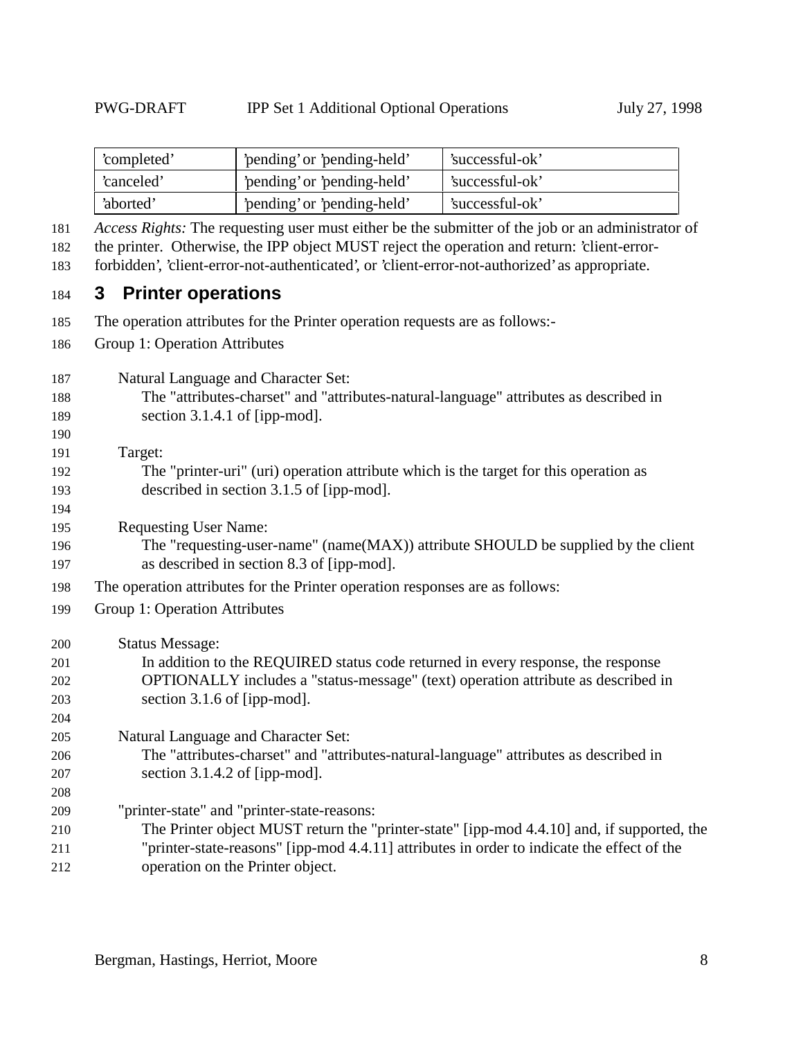| 'completed' | 'pending' or 'pending-held' | 'successful-ok' |
|---|---|---|
| 'canceled' | 'pending' or 'pending-held' | 'successful-ok' |
| 'aborted' | 'pending' or 'pending-held' | 'successful-ok' |

*Access Rights:* The requesting user must either be the submitter of the job or an administrator of the printer. Otherwise, the IPP object MUST reject the operation and return: 'client-error-forbidden', 'client-error-not-authenticated', or 'client-error-not-authorized' as appropriate.

# 3 Printer operations

The operation attributes for the Printer operation requests are as follows:-

Group 1: Operation Attributes

Natural Language and Character Set:
The "attributes-charset" and "attributes-natural-language" attributes as described in section 3.1.4.1 of [ipp-mod].

Target:
The "printer-uri" (uri) operation attribute which is the target for this operation as described in section 3.1.5 of [ipp-mod].

Requesting User Name:
The "requesting-user-name" (name(MAX)) attribute SHOULD be supplied by the client as described in section 8.3 of [ipp-mod].

The operation attributes for the Printer operation responses are as follows:

Group 1: Operation Attributes

Status Message:
In addition to the REQUIRED status code returned in every response, the response OPTIONALLY includes a "status-message" (text) operation attribute as described in section 3.1.6 of [ipp-mod].

Natural Language and Character Set:
The "attributes-charset" and "attributes-natural-language" attributes as described in section 3.1.4.2 of [ipp-mod].

"printer-state" and "printer-state-reasons:
The Printer object MUST return the "printer-state" [ipp-mod 4.4.10] and, if supported, the "printer-state-reasons" [ipp-mod 4.4.11] attributes in order to indicate the effect of the operation on the Printer object.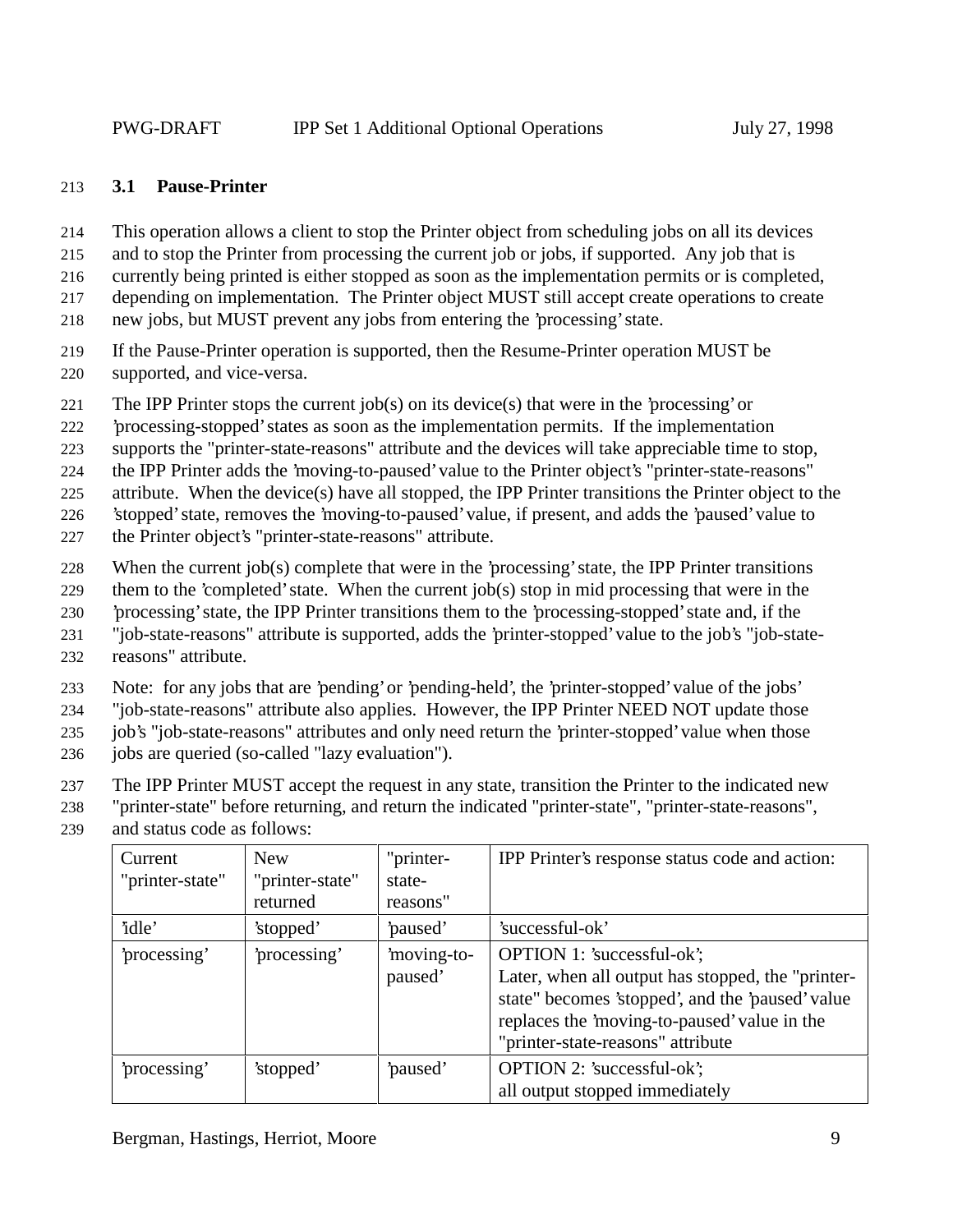### 3.1 Pause-Printer

This operation allows a client to stop the Printer object from scheduling jobs on all its devices and to stop the Printer from processing the current job or jobs, if supported. Any job that is currently being printed is either stopped as soon as the implementation permits or is completed, depending on implementation. The Printer object MUST still accept create operations to create new jobs, but MUST prevent any jobs from entering the 'processing' state.

If the Pause-Printer operation is supported, then the Resume-Printer operation MUST be supported, and vice-versa.

The IPP Printer stops the current job(s) on its device(s) that were in the 'processing' or 'processing-stopped' states as soon as the implementation permits. If the implementation supports the "printer-state-reasons" attribute and the devices will take appreciable time to stop, the IPP Printer adds the 'moving-to-paused' value to the Printer object's "printer-state-reasons" attribute. When the device(s) have all stopped, the IPP Printer transitions the Printer object to the 'stopped' state, removes the 'moving-to-paused' value, if present, and adds the 'paused' value to the Printer object's "printer-state-reasons" attribute.

When the current job(s) complete that were in the 'processing' state, the IPP Printer transitions them to the 'completed' state. When the current job(s) stop in mid processing that were in the 'processing' state, the IPP Printer transitions them to the 'processing-stopped' state and, if the "job-state-reasons" attribute is supported, adds the 'printer-stopped' value to the job's "job-state-reasons" attribute.

Note: for any jobs that are 'pending' or 'pending-held', the 'printer-stopped' value of the jobs' "job-state-reasons" attribute also applies. However, the IPP Printer NEED NOT update those job's "job-state-reasons" attributes and only need return the 'printer-stopped' value when those jobs are queried (so-called "lazy evaluation").

The IPP Printer MUST accept the request in any state, transition the Printer to the indicated new "printer-state" before returning, and return the indicated "printer-state", "printer-state-reasons", and status code as follows:

| Current "printer-state" | New "printer-state" returned | "printer-state-reasons" | IPP Printer's response status code and action: |
|---|---|---|---|
| 'idle' | 'stopped' | 'paused' | 'successful-ok' |
| 'processing' | 'processing' | 'moving-to-paused' | OPTION 1: 'successful-ok'; Later, when all output has stopped, the "printer-state" becomes 'stopped', and the 'paused' value replaces the 'moving-to-paused' value in the "printer-state-reasons" attribute |
| 'processing' | 'stopped' | 'paused' | OPTION 2: 'successful-ok'; all output stopped immediately |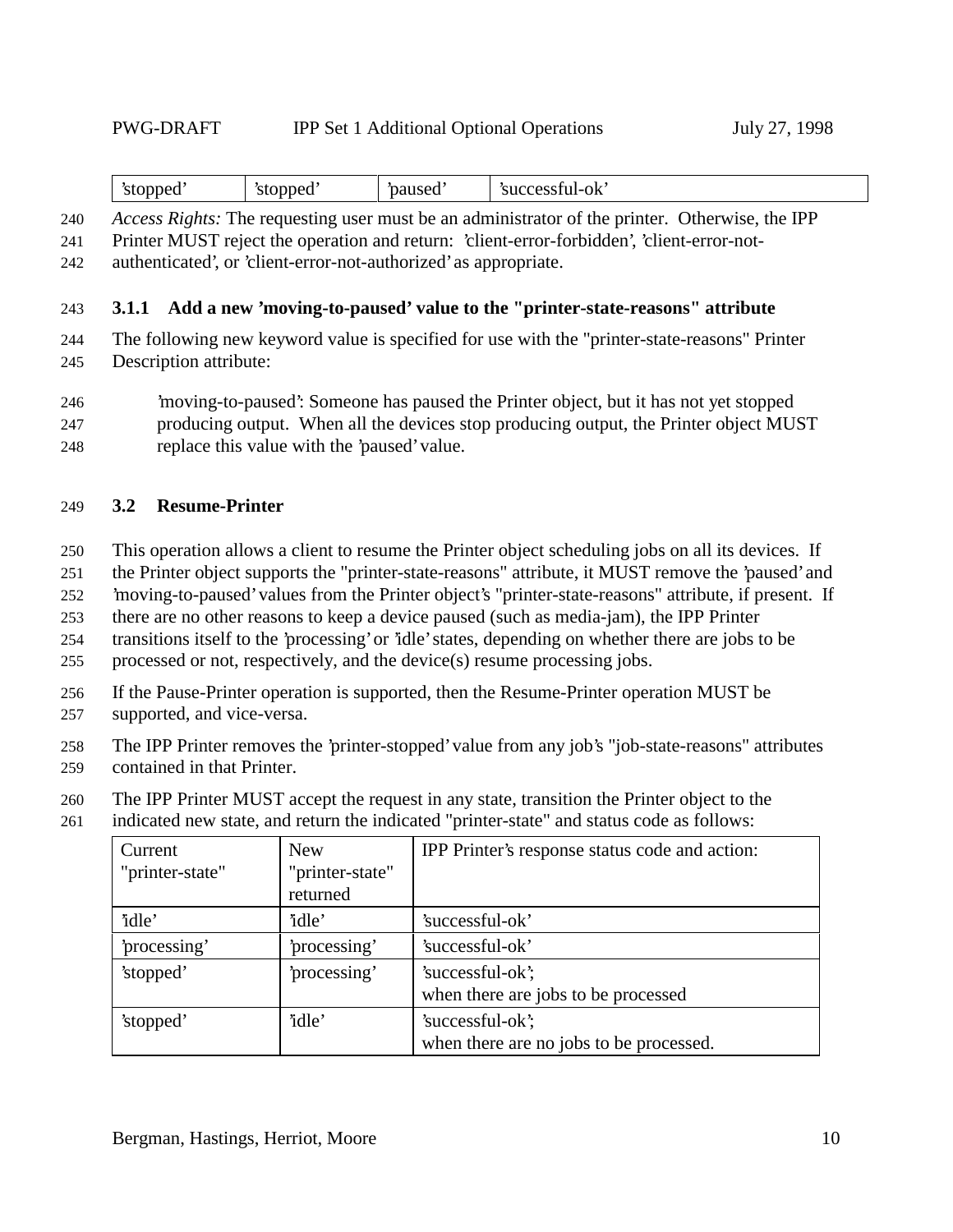| 'stopped' | 'stopped' | 'paused' | 'successful-ok' |
|---|---|---|---|

*Access Rights:* The requesting user must be an administrator of the printer. Otherwise, the IPP Printer MUST reject the operation and return: 'client-error-forbidden', 'client-error-not-authenticated', or 'client-error-not-authorized' as appropriate.

### 3.1.1 Add a new 'moving-to-paused' value to the "printer-state-reasons" attribute

The following new keyword value is specified for use with the "printer-state-reasons" Printer Description attribute:

> 'moving-to-paused': Someone has paused the Printer object, but it has not yet stopped producing output. When all the devices stop producing output, the Printer object MUST replace this value with the 'paused' value.

## 3.2 Resume-Printer

This operation allows a client to resume the Printer object scheduling jobs on all its devices. If the Printer object supports the "printer-state-reasons" attribute, it MUST remove the 'paused' and 'moving-to-paused' values from the Printer object's "printer-state-reasons" attribute, if present. If there are no other reasons to keep a device paused (such as media-jam), the IPP Printer transitions itself to the 'processing' or 'idle' states, depending on whether there are jobs to be processed or not, respectively, and the device(s) resume processing jobs.

If the Pause-Printer operation is supported, then the Resume-Printer operation MUST be supported, and vice-versa.

The IPP Printer removes the 'printer-stopped' value from any job's "job-state-reasons" attributes contained in that Printer.

The IPP Printer MUST accept the request in any state, transition the Printer object to the indicated new state, and return the indicated "printer-state" and status code as follows:

| Current "printer-state" | New "printer-state" returned | IPP Printer's response status code and action: |
|---|---|---|
| 'idle' | 'idle' | 'successful-ok' |
| 'processing' | 'processing' | 'successful-ok' |
| 'stopped' | 'processing' | 'successful-ok'; when there are jobs to be processed |
| 'stopped' | 'idle' | 'successful-ok'; when there are no jobs to be processed. |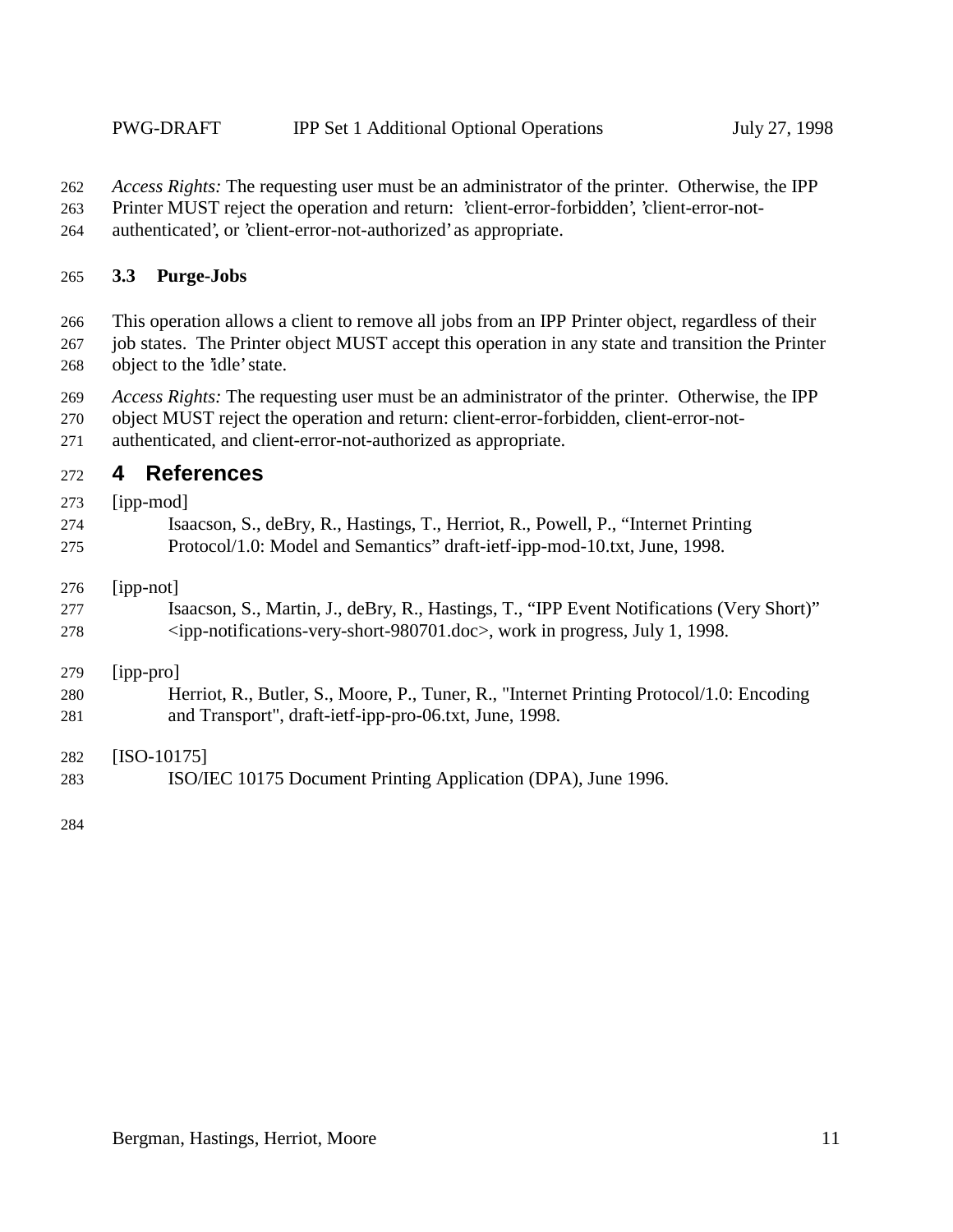*Access Rights:* The requesting user must be an administrator of the printer. Otherwise, the IPP Printer MUST reject the operation and return: 'client-error-forbidden', 'client-error-not-authenticated', or 'client-error-not-authorized' as appropriate.

### 3.3 Purge-Jobs

This operation allows a client to remove all jobs from an IPP Printer object, regardless of their job states. The Printer object MUST accept this operation in any state and transition the Printer object to the 'idle' state.

*Access Rights:* The requesting user must be an administrator of the printer. Otherwise, the IPP object MUST reject the operation and return: client-error-forbidden, client-error-not-authenticated, and client-error-not-authorized as appropriate.

## 4 References

[ipp-mod]
Isaacson, S., deBry, R., Hastings, T., Herriot, R., Powell, P., "Internet Printing Protocol/1.0: Model and Semantics" draft-ietf-ipp-mod-10.txt, June, 1998.

[ipp-not]
Isaacson, S., Martin, J., deBry, R., Hastings, T., "IPP Event Notifications (Very Short)" <ipp-notifications-very-short-980701.doc>, work in progress, July 1, 1998.

[ipp-pro]
Herriot, R., Butler, S., Moore, P., Tuner, R., "Internet Printing Protocol/1.0: Encoding and Transport", draft-ietf-ipp-pro-06.txt, June, 1998.

[ISO-10175]
ISO/IEC 10175 Document Printing Application (DPA), June 1996.